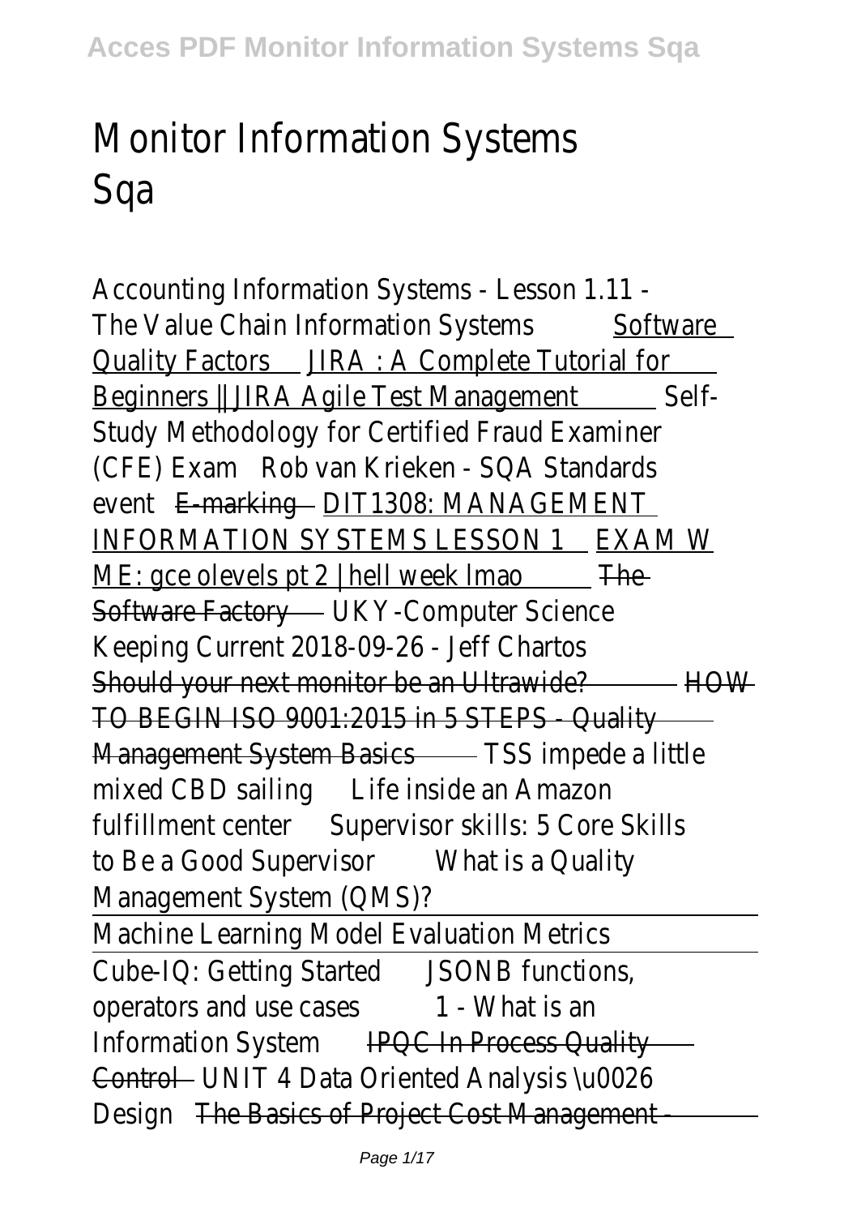# Monitor Information Systems Sqa

Accounting Information Systems - Lesson 1.11 - The Value Chain Information Systems Software Quality Factors JIRA : A Complete Tutorial for Beginners || JIRA Agile Test Management Self-Study Methodology for Certified Fraud Examiner (CFE) Exam Rob van Krieken - SQA Standards event E-marking DIT1308: MANAGEMENT INFORMATION SYSTEMS LESSON 1 EXAM W ME: gce olevels pt 2 | hell week lmao The Software Factory UKY-Computer Science Keeping Current 2018-09-26 - Jeff Chartos Should your next monitor be an Ultrawide? HOW TO BEGIN ISO 9001:2015 in 5 STEPS - Quality Management System Basics TSS impede a little mixed CBD sailing Life inside an Amazon fulfillment center Supervisor skills: 5 Core Skills to Be a Good Supervisor What is a Quality Management System (QMS)?

Machine Learning Model Evaluation Metrics

Cube-IQ: Getting Started JSONB functions, operators and use cases 1 - What is an Information System IPQC In Process Quality Control UNIT 4 Data Oriented Analysis \u0026 Design The Basics of Project Cost Management -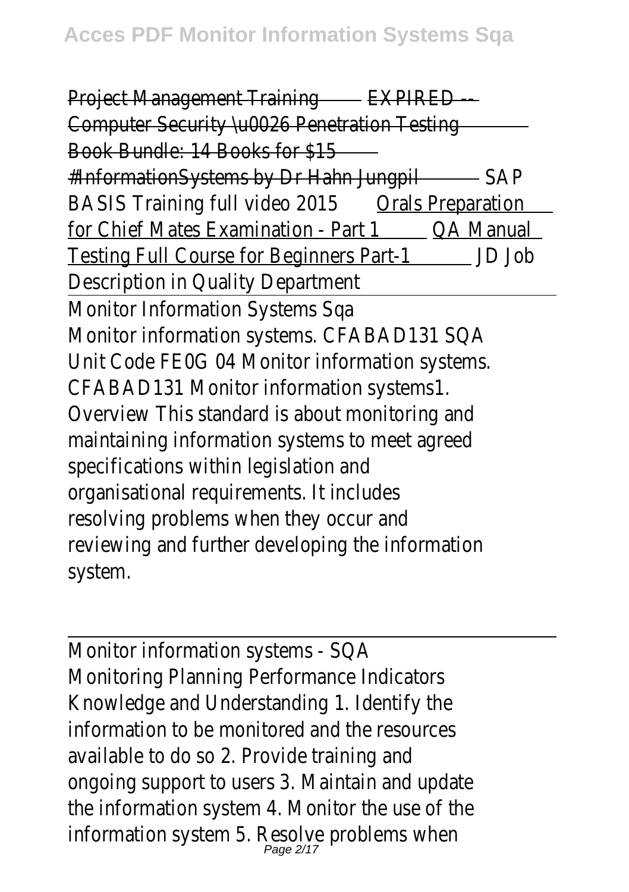Project Management Training EXPIRED -- Computer Security \u0026 Penetration Testing Book Bundle: 14 Books for $15 #InformationSystems by Dr Hahn Jungpil SAP BASIS Training full video 2015 Orals Preparation for Chief Mates Examination - Part 1 QA Manual Testing Full Course for Beginners Part-1 JD Job Description in Quality Department

Monitor Information Systems Sqa

Monitor information systems. CFABAD131 SQA Unit Code FE0G 04 Monitor information systems. CFABAD131 Monitor information systems1. Overview This standard is about monitoring and maintaining information systems to meet agreed specifications within legislation and organisational requirements. It includes resolving problems when they occur and reviewing and further developing the information system.

Monitor information systems - SQA

Monitoring Planning Performance Indicators Knowledge and Understanding 1. Identify the information to be monitored and the resources available to do so 2. Provide training and ongoing support to users 3. Maintain and update the information system 4. Monitor the use of the information system 5. Resolve problems when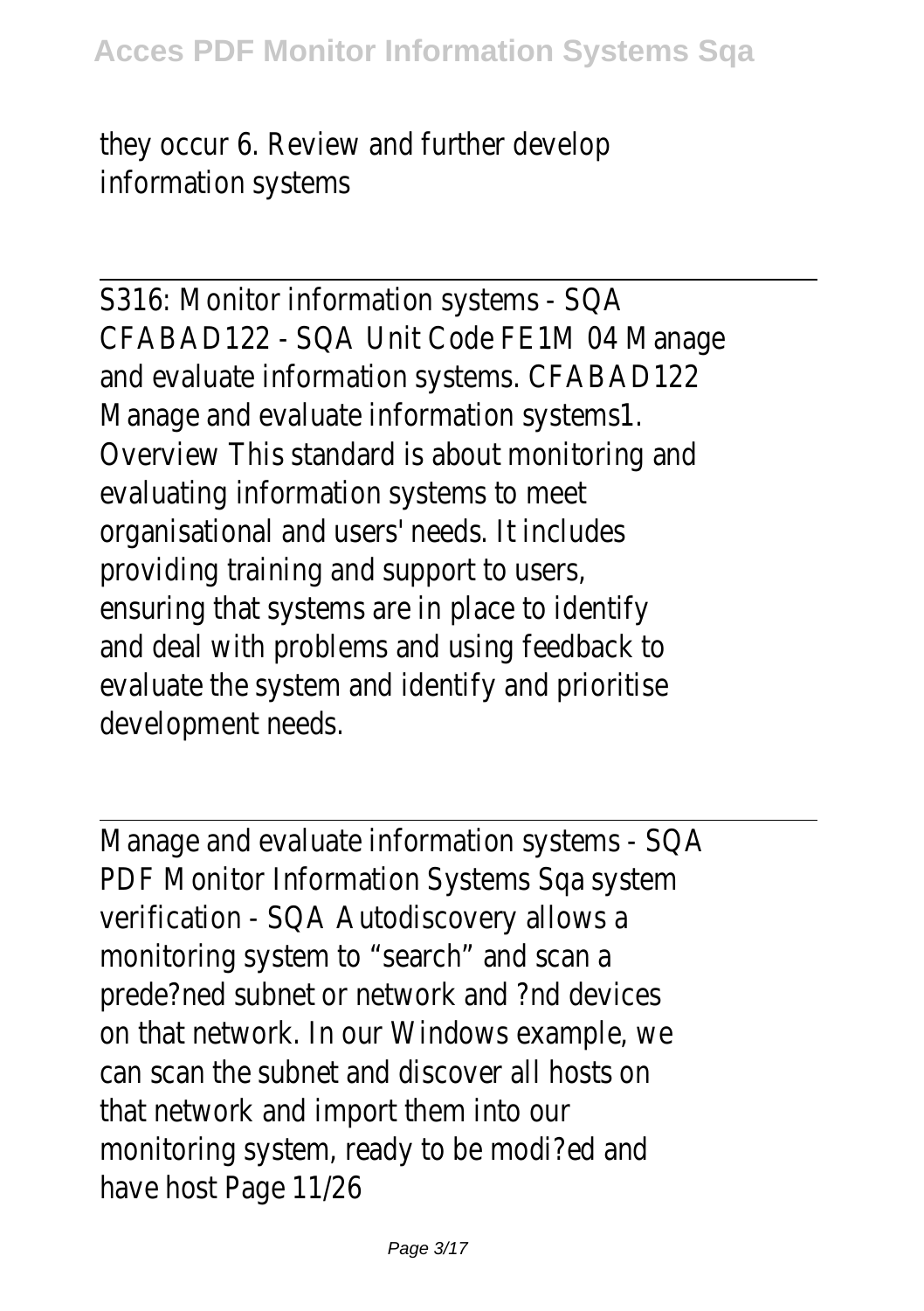they occur 6. Review and further develop information systems

---

S316: Monitor information systems - SQA
CFABAD122 - SQA Unit Code FE1M 04 Manage and evaluate information systems. CFABAD122 Manage and evaluate information systems1. Overview This standard is about monitoring and evaluating information systems to meet organisational and users' needs. It includes providing training and support to users, ensuring that systems are in place to identify and deal with problems and using feedback to evaluate the system and identify and prioritise development needs.

---

Manage and evaluate information systems - SQA
PDF Monitor Information Systems Sqa system verification - SQA Autodiscovery allows a monitoring system to "search" and scan a prede?ned subnet or network and ?nd devices on that network. In our Windows example, we can scan the subnet and discover all hosts on that network and import them into our monitoring system, ready to be modi?ed and have host Page 11/26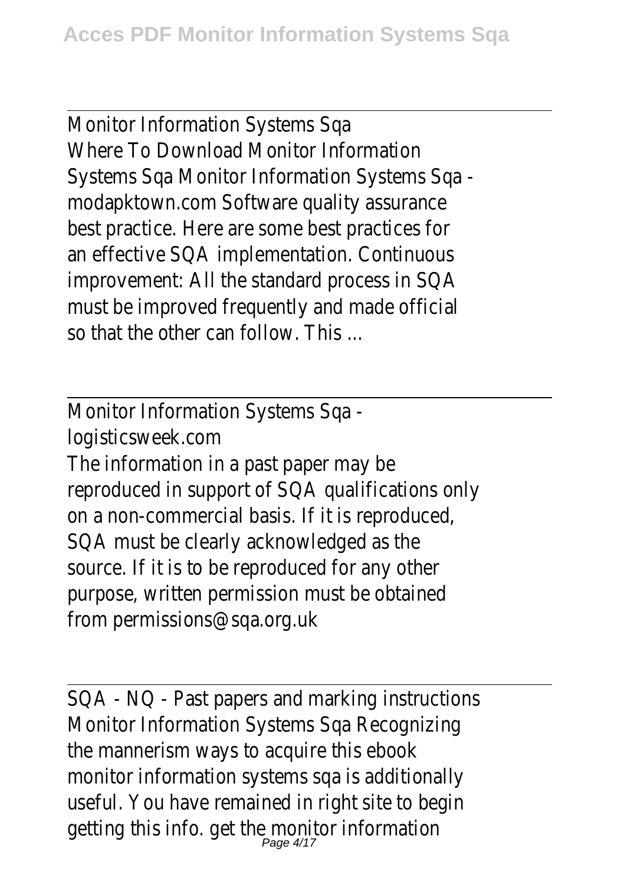Monitor Information Systems Sqa
Where To Download Monitor Information Systems Sqa Monitor Information Systems Sqa - modapktown.com Software quality assurance best practice. Here are some best practices for an effective SQA implementation. Continuous improvement: All the standard process in SQA must be improved frequently and made official so that the other can follow. This ...

Monitor Information Systems Sqa - logisticsweek.com
The information in a past paper may be reproduced in support of SQA qualifications only on a non-commercial basis. If it is reproduced, SQA must be clearly acknowledged as the source. If it is to be reproduced for any other purpose, written permission must be obtained from permissions@sqa.org.uk

SQA - NQ - Past papers and marking instructions
Monitor Information Systems Sqa Recognizing the mannerism ways to acquire this ebook monitor information systems sqa is additionally useful. You have remained in right site to begin getting this info. get the monitor information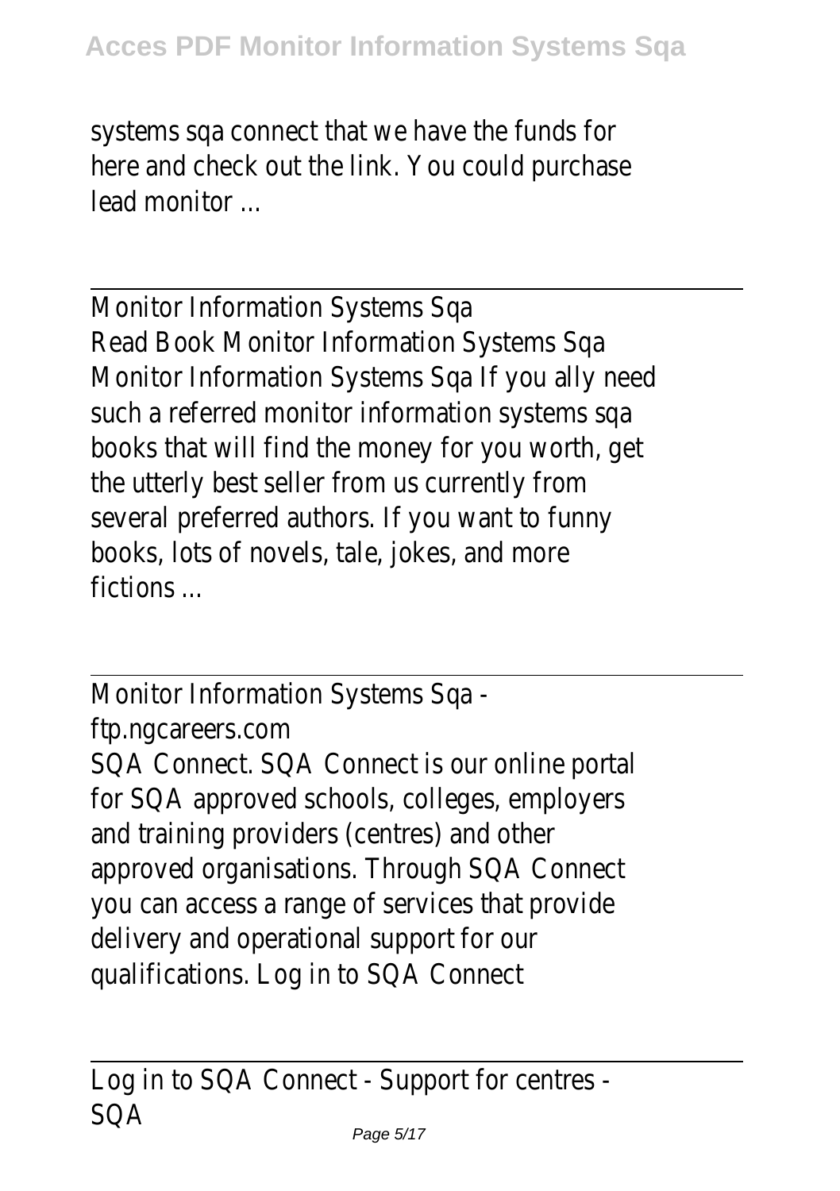systems sqa connect that we have the funds for here and check out the link. You could purchase lead monitor ...

Monitor Information Systems Sqa
Read Book Monitor Information Systems Sqa Monitor Information Systems Sqa If you ally need such a referred monitor information systems sqa books that will find the money for you worth, get the utterly best seller from us currently from several preferred authors. If you want to funny books, lots of novels, tale, jokes, and more fictions ...

Monitor Information Systems Sqa - ftp.ngcareers.com
SQA Connect. SQA Connect is our online portal for SQA approved schools, colleges, employers and training providers (centres) and other approved organisations. Through SQA Connect you can access a range of services that provide delivery and operational support for our qualifications. Log in to SQA Connect

Log in to SQA Connect - Support for centres - SQA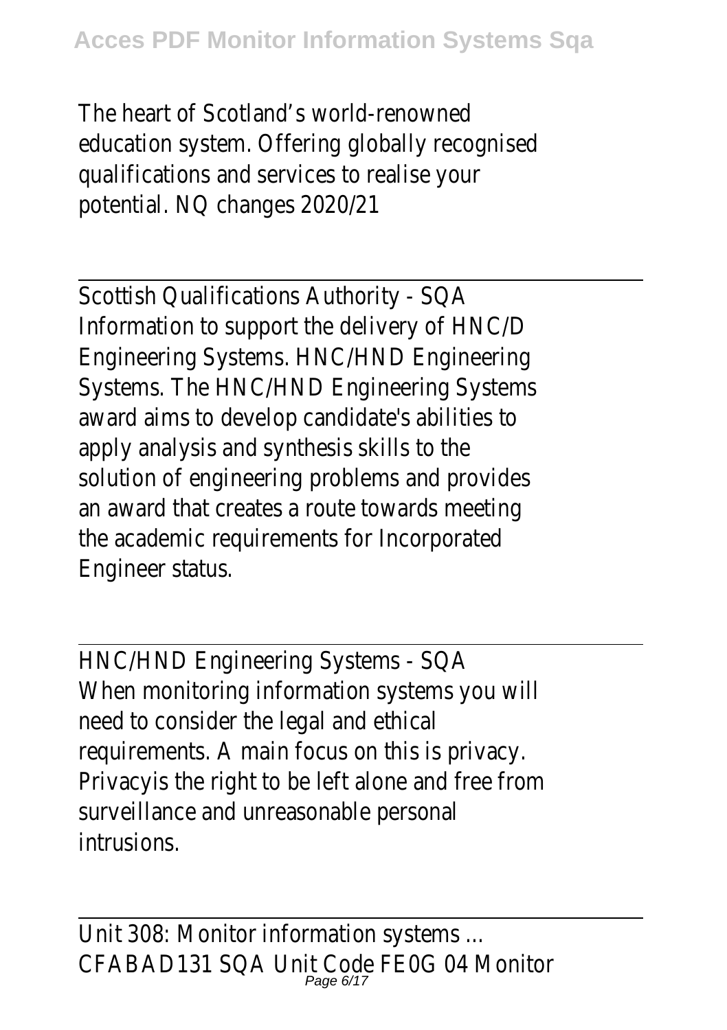The heart of Scotland's world-renowned education system. Offering globally recognised qualifications and services to realise your potential. NQ changes 2020/21

Scottish Qualifications Authority - SQA

Information to support the delivery of HNC/D Engineering Systems. HNC/HND Engineering Systems. The HNC/HND Engineering Systems award aims to develop candidate's abilities to apply analysis and synthesis skills to the solution of engineering problems and provides an award that creates a route towards meeting the academic requirements for Incorporated Engineer status.

HNC/HND Engineering Systems - SQA

When monitoring information systems you will need to consider the legal and ethical requirements. A main focus on this is privacy. Privacyis the right to be left alone and free from surveillance and unreasonable personal intrusions.

Unit 308: Monitor information systems ...

CFABAD131 SQA Unit Code FE0G 04 Monitor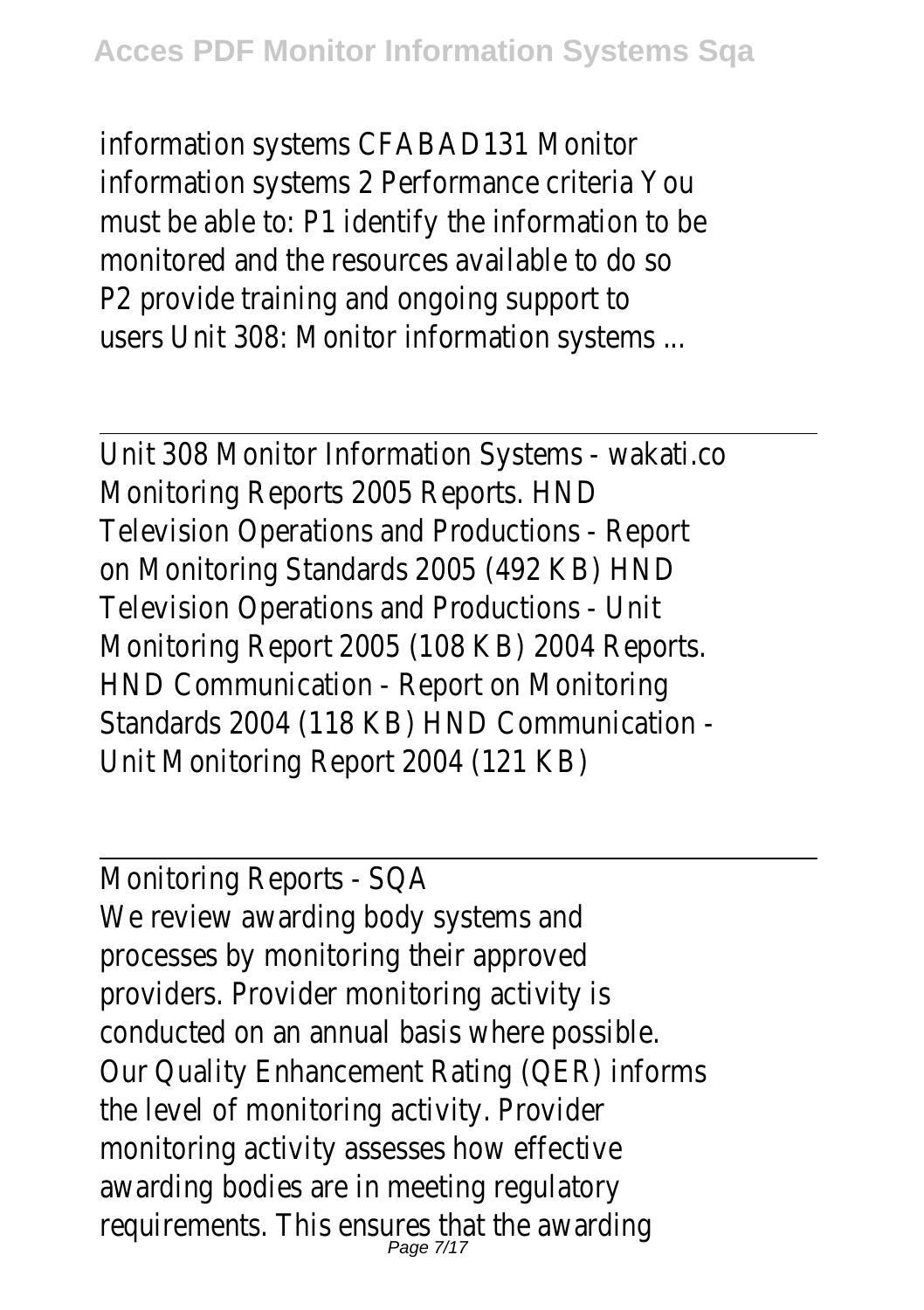information systems CFABAD131 Monitor information systems 2 Performance criteria You must be able to: P1 identify the information to be monitored and the resources available to do so P2 provide training and ongoing support to users Unit 308: Monitor information systems ...

Unit 308 Monitor Information Systems - wakati.co
Monitoring Reports 2005 Reports. HND Television Operations and Productions - Report on Monitoring Standards 2005 (492 KB) HND Television Operations and Productions - Unit Monitoring Report 2005 (108 KB) 2004 Reports. HND Communication - Report on Monitoring Standards 2004 (118 KB) HND Communication - Unit Monitoring Report 2004 (121 KB)

Monitoring Reports - SQA
We review awarding body systems and processes by monitoring their approved providers. Provider monitoring activity is conducted on an annual basis where possible. Our Quality Enhancement Rating (QER) informs the level of monitoring activity. Provider monitoring activity assesses how effective awarding bodies are in meeting regulatory requirements. This ensures that the awarding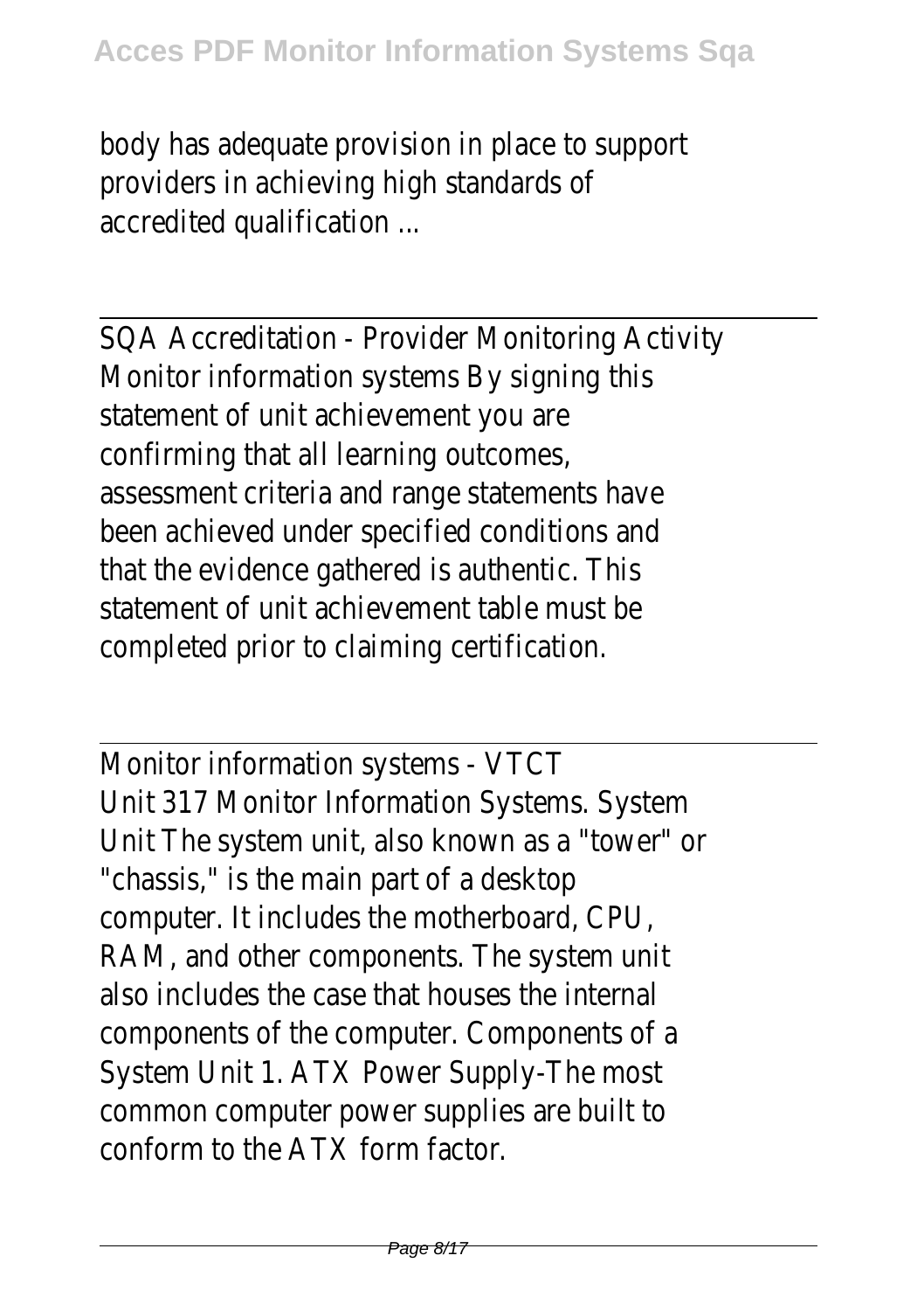body has adequate provision in place to support providers in achieving high standards of accredited qualification ...

---

SQA Accreditation - Provider Monitoring Activity

Monitor information systems By signing this statement of unit achievement you are confirming that all learning outcomes, assessment criteria and range statements have been achieved under specified conditions and that the evidence gathered is authentic. This statement of unit achievement table must be completed prior to claiming certification.

---

Monitor information systems - VTCT

Unit 317 Monitor Information Systems. System Unit The system unit, also known as a "tower" or "chassis," is the main part of a desktop computer. It includes the motherboard, CPU, RAM, and other components. The system unit also includes the case that houses the internal components of the computer. Components of a System Unit 1. ATX Power Supply-The most common computer power supplies are built to conform to the ATX form factor.

---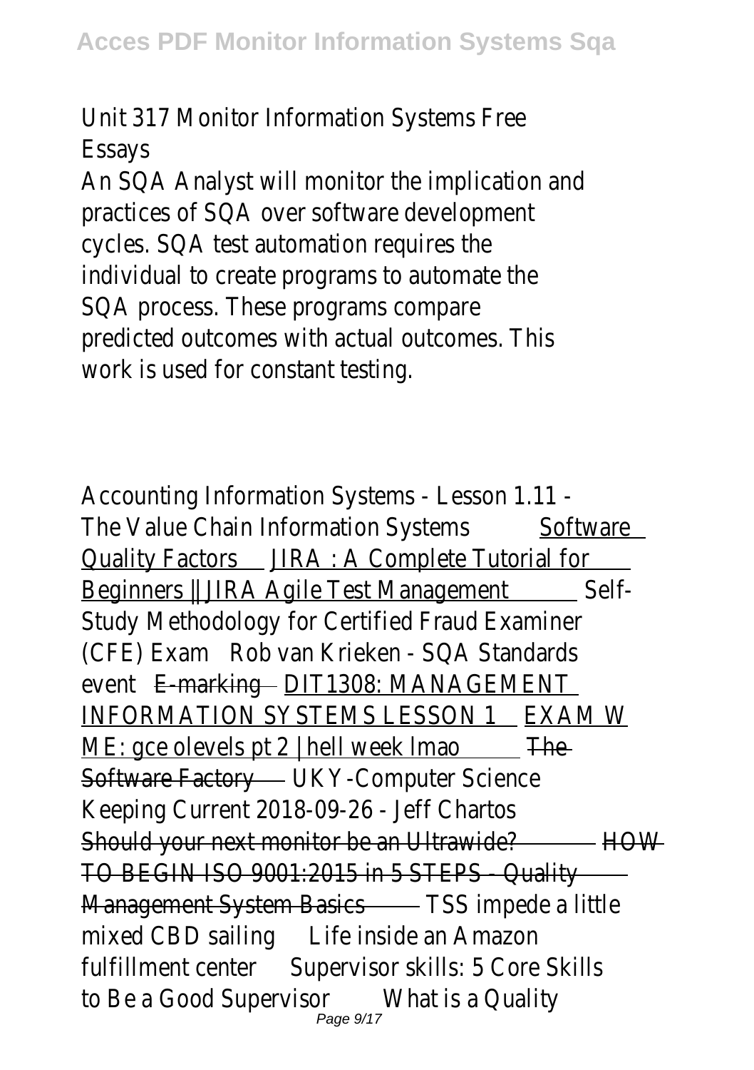Unit 317 Monitor Information Systems Free Essays

An SQA Analyst will monitor the implication and practices of SQA over software development cycles. SQA test automation requires the individual to create programs to automate the SQA process. These programs compare predicted outcomes with actual outcomes. This work is used for constant testing.

Accounting Information Systems - Lesson 1.11 - The Value Chain Information Systems Software Quality Factors JIRA : A Complete Tutorial for Beginners || JIRA Agile Test Management Self-Study Methodology for Certified Fraud Examiner (CFE) Exam Rob van Krieken - SQA Standards event E-marking DIT1308: MANAGEMENT INFORMATION SYSTEMS LESSON 1 EXAM W ME: gce olevels pt 2 | hell week lmao The Software Factory UKY-Computer Science Keeping Current 2018-09-26 - Jeff Chartos Should your next monitor be an Ultrawide? HOW TO BEGIN ISO 9001:2015 in 5 STEPS - Quality Management System Basics TSS impede a little mixed CBD sailing Life inside an Amazon fulfillment center Supervisor skills: 5 Core Skills to Be a Good Supervisor What is a Quality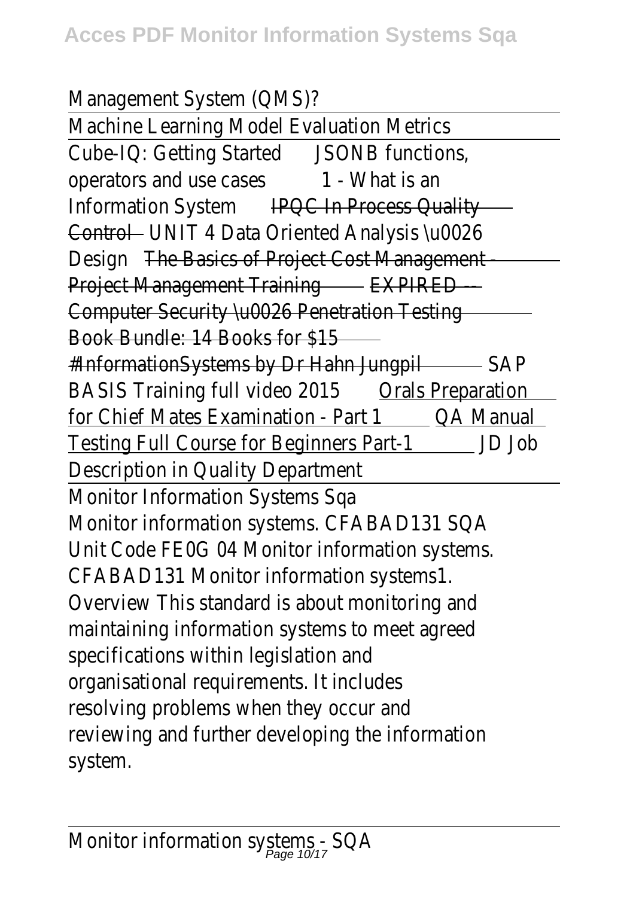Management System (QMS)?

Machine Learning Model Evaluation Metrics

Cube-IQ: Getting Started JSONB functions, operators and use cases 1 - What is an Information System IPQC In Process Quality Control UNIT 4 Data Oriented Analysis \u0026 Design The Basics of Project Cost Management - Project Management Training EXPIRED -- Computer Security \u0026 Penetration Testing Book Bundle: 14 Books for $15 #InformationSystems by Dr Hahn Jungpil SAP BASIS Training full video 2015 Orals Preparation for Chief Mates Examination - Part 1 QA Manual Testing Full Course for Beginners Part-1 JD Job Description in Quality Department

## Monitor Information Systems Sqa

Monitor information systems. CFABAD131 SQA Unit Code FE0G 04 Monitor information systems. CFABAD131 Monitor information systems1. Overview This standard is about monitoring and maintaining information systems to meet agreed specifications within legislation and organisational requirements. It includes resolving problems when they occur and reviewing and further developing the information system.

## Monitor information systems - SQA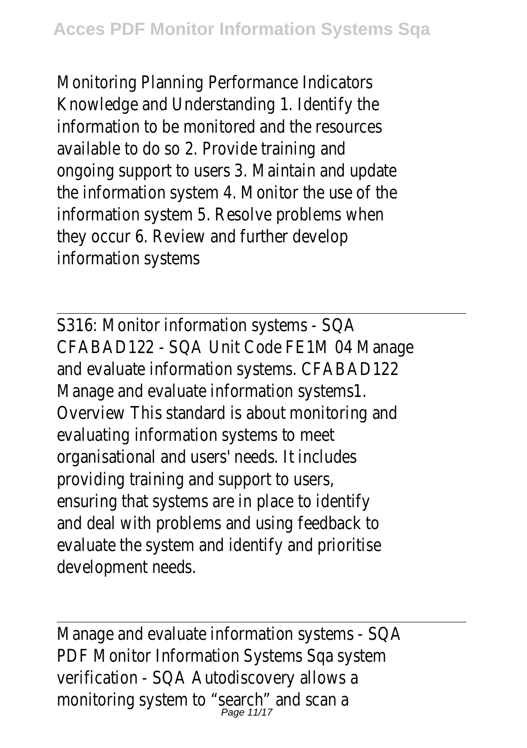Monitoring Planning Performance Indicators Knowledge and Understanding 1. Identify the information to be monitored and the resources available to do so 2. Provide training and ongoing support to users 3. Maintain and update the information system 4. Monitor the use of the information system 5. Resolve problems when they occur 6. Review and further develop information systems

---

S316: Monitor information systems - SQA
CFABAD122 - SQA Unit Code FE1M 04 Manage and evaluate information systems. CFABAD122 Manage and evaluate information systems1. Overview This standard is about monitoring and evaluating information systems to meet organisational and users' needs. It includes providing training and support to users, ensuring that systems are in place to identify and deal with problems and using feedback to evaluate the system and identify and prioritise development needs.

---

Manage and evaluate information systems - SQA
PDF Monitor Information Systems Sqa system verification - SQA Autodiscovery allows a monitoring system to "search" and scan a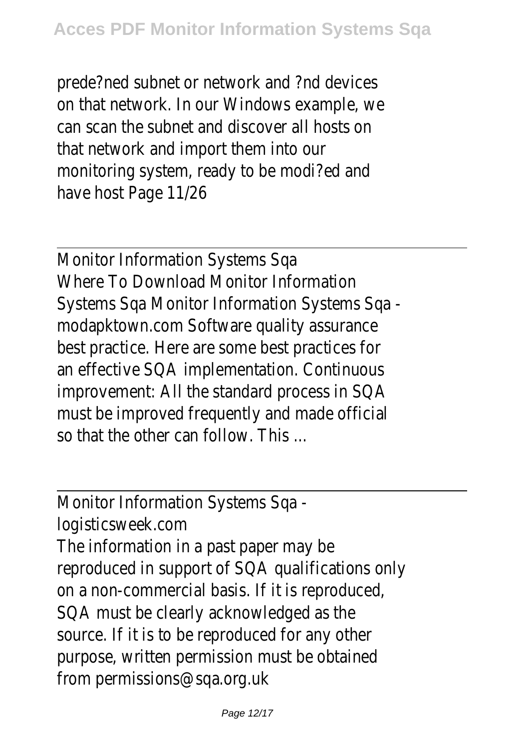prede?ned subnet or network and ?nd devices on that network. In our Windows example, we can scan the subnet and discover all hosts on that network and import them into our monitoring system, ready to be modi?ed and have host Page 11/26

Monitor Information Systems Sqa

Where To Download Monitor Information Systems Sqa Monitor Information Systems Sqa - modapktown.com Software quality assurance best practice. Here are some best practices for an effective SQA implementation. Continuous improvement: All the standard process in SQA must be improved frequently and made official so that the other can follow. This ...

Monitor Information Systems Sqa - logisticsweek.com

The information in a past paper may be reproduced in support of SQA qualifications only on a non-commercial basis. If it is reproduced, SQA must be clearly acknowledged as the source. If it is to be reproduced for any other purpose, written permission must be obtained from permissions@sqa.org.uk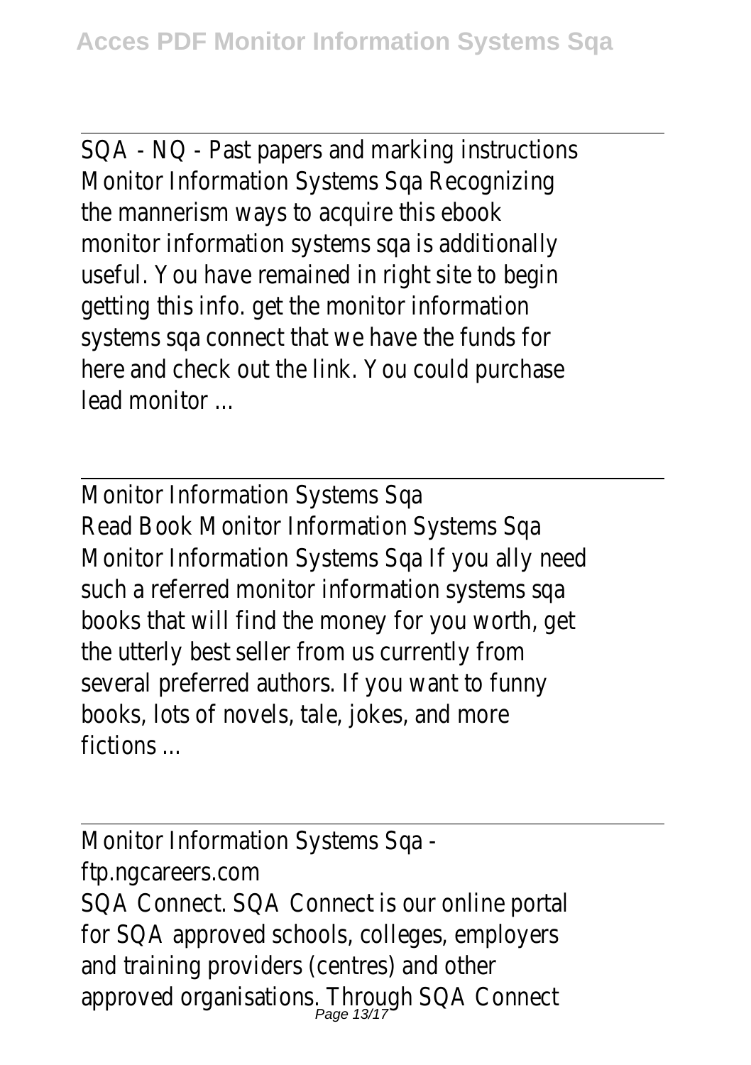SQA - NQ - Past papers and marking instructions
Monitor Information Systems Sqa Recognizing the mannerism ways to acquire this ebook monitor information systems sqa is additionally useful. You have remained in right site to begin getting this info. get the monitor information systems sqa connect that we have the funds for here and check out the link. You could purchase lead monitor ...

Monitor Information Systems Sqa
Read Book Monitor Information Systems Sqa Monitor Information Systems Sqa If you ally need such a referred monitor information systems sqa books that will find the money for you worth, get the utterly best seller from us currently from several preferred authors. If you want to funny books, lots of novels, tale, jokes, and more fictions ...

Monitor Information Systems Sqa - ftp.ngcareers.com
SQA Connect. SQA Connect is our online portal for SQA approved schools, colleges, employers and training providers (centres) and other approved organisations. Through SQA Connect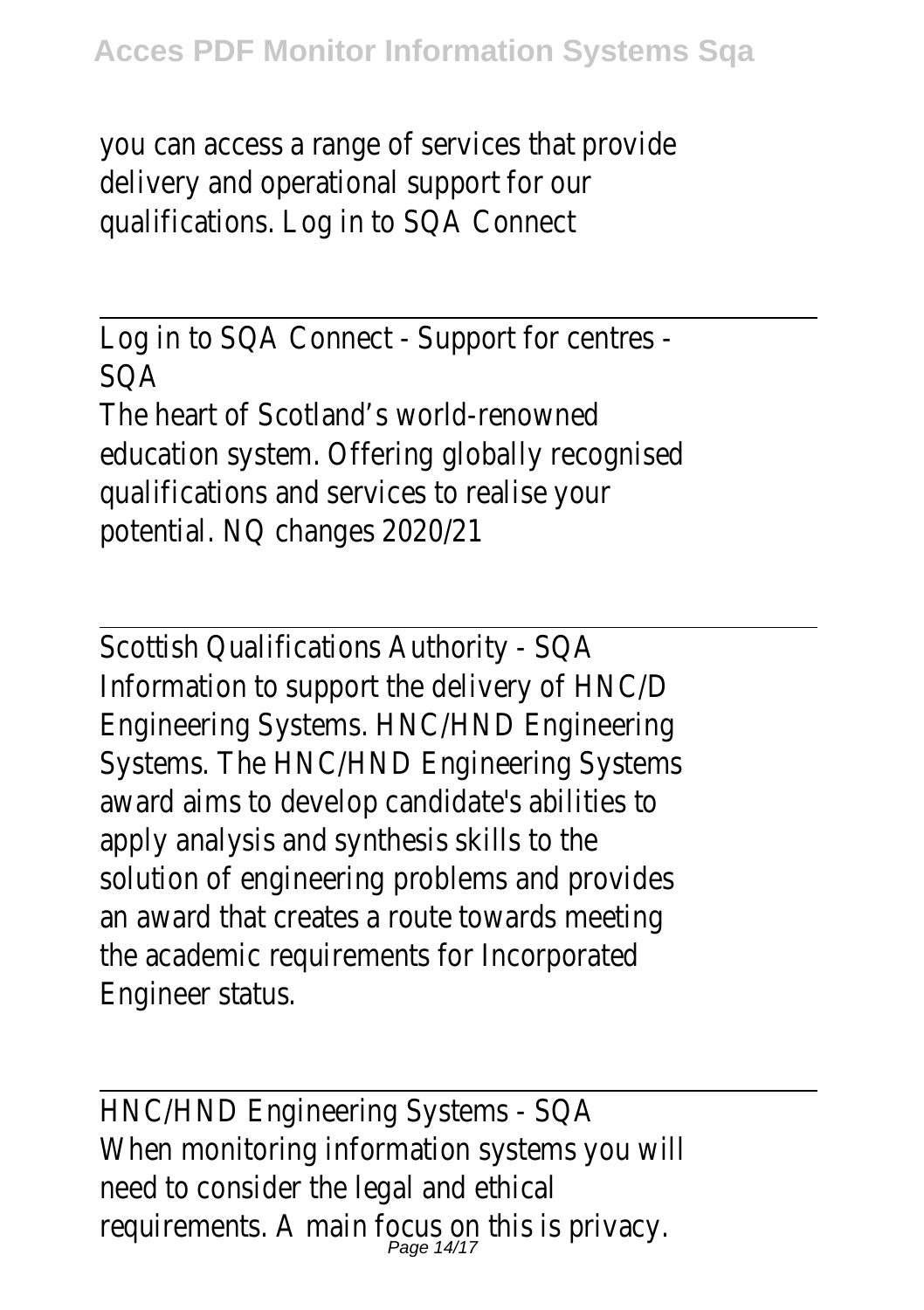you can access a range of services that provide delivery and operational support for our qualifications. Log in to SQA Connect

---

Log in to SQA Connect - Support for centres - SQA

The heart of Scotland's world-renowned education system. Offering globally recognised qualifications and services to realise your potential. NQ changes 2020/21

---

Scottish Qualifications Authority - SQA

Information to support the delivery of HNC/D Engineering Systems. HNC/HND Engineering Systems. The HNC/HND Engineering Systems award aims to develop candidate's abilities to apply analysis and synthesis skills to the solution of engineering problems and provides an award that creates a route towards meeting the academic requirements for Incorporated Engineer status.

---

HNC/HND Engineering Systems - SQA

When monitoring information systems you will need to consider the legal and ethical requirements. A main focus on this is privacy.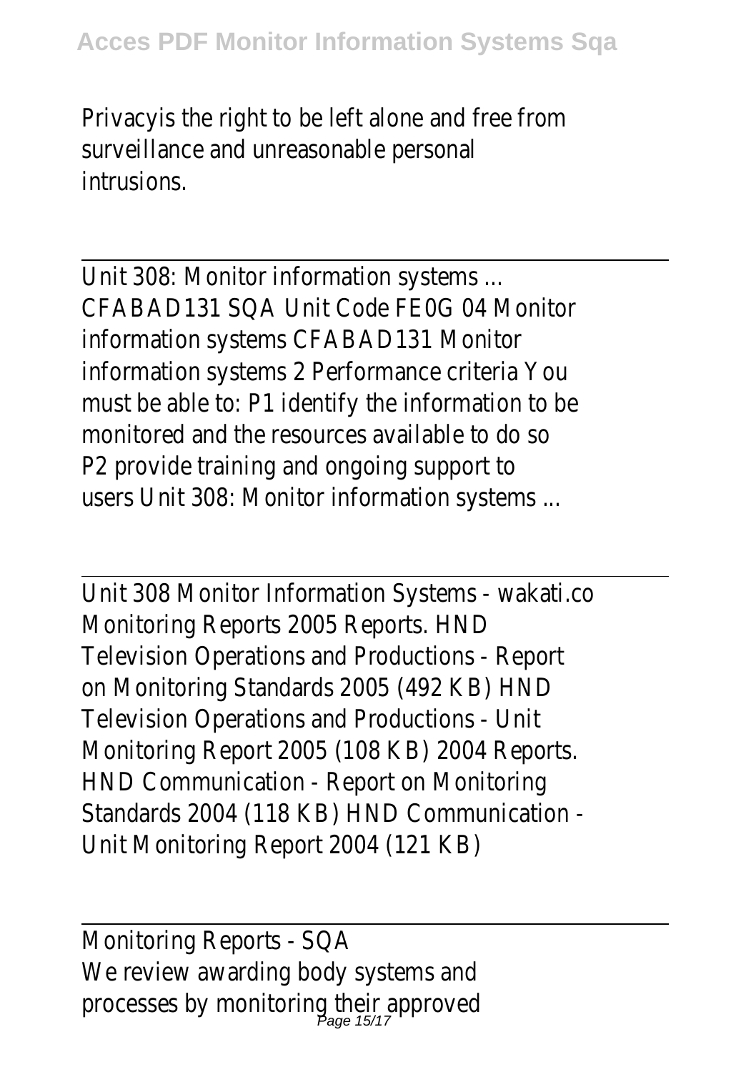Privacyis the right to be left alone and free from surveillance and unreasonable personal intrusions.

---

Unit 308: Monitor information systems ...
CFABAD131 SQA Unit Code FE0G 04 Monitor information systems CFABAD131 Monitor information systems 2 Performance criteria You must be able to: P1 identify the information to be monitored and the resources available to do so P2 provide training and ongoing support to users Unit 308: Monitor information systems ...

---

Unit 308 Monitor Information Systems - wakati.co
Monitoring Reports 2005 Reports. HND Television Operations and Productions - Report on Monitoring Standards 2005 (492 KB) HND Television Operations and Productions - Unit Monitoring Report 2005 (108 KB) 2004 Reports. HND Communication - Report on Monitoring Standards 2004 (118 KB) HND Communication - Unit Monitoring Report 2004 (121 KB)

---

Monitoring Reports - SQA
We review awarding body systems and processes by monitoring their approved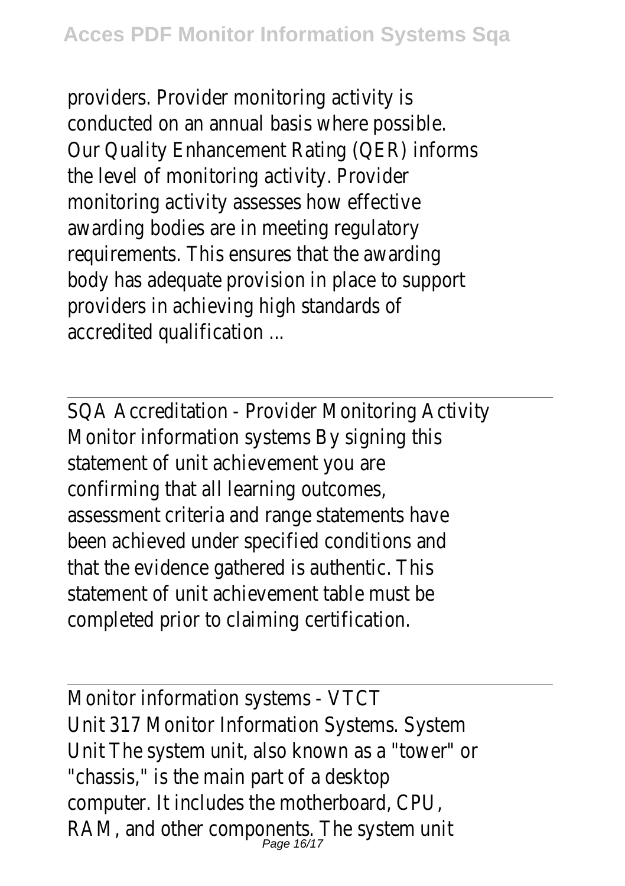providers. Provider monitoring activity is conducted on an annual basis where possible. Our Quality Enhancement Rating (QER) informs the level of monitoring activity. Provider monitoring activity assesses how effective awarding bodies are in meeting regulatory requirements. This ensures that the awarding body has adequate provision in place to support providers in achieving high standards of accredited qualification ...

---

SQA Accreditation - Provider Monitoring Activity
Monitor information systems By signing this statement of unit achievement you are confirming that all learning outcomes, assessment criteria and range statements have been achieved under specified conditions and that the evidence gathered is authentic. This statement of unit achievement table must be completed prior to claiming certification.

---

Monitor information systems - VTCT
Unit 317 Monitor Information Systems. System Unit The system unit, also known as a "tower" or "chassis," is the main part of a desktop computer. It includes the motherboard, CPU, RAM, and other components. The system unit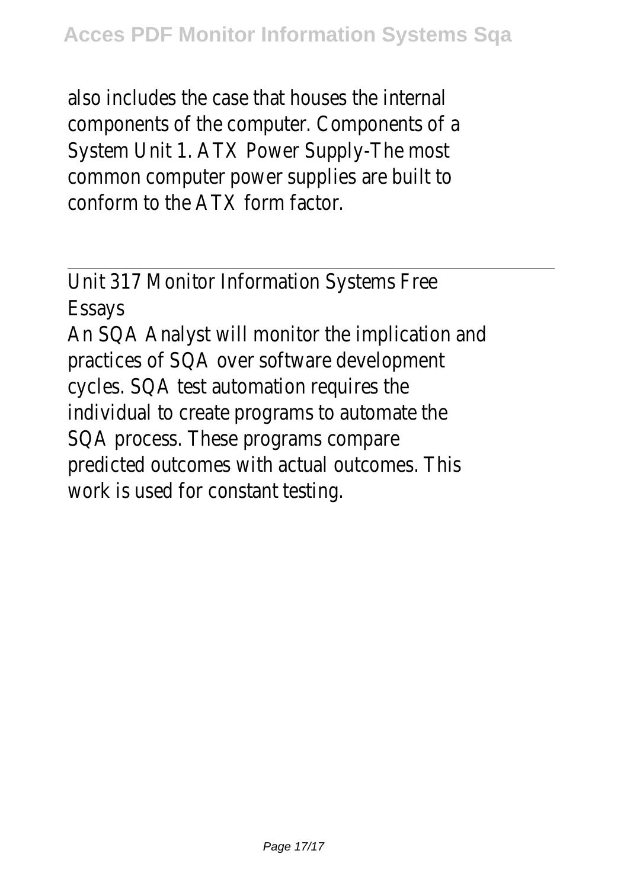also includes the case that houses the internal components of the computer. Components of a System Unit 1. ATX Power Supply-The most common computer power supplies are built to conform to the ATX form factor.

---

Unit 317 Monitor Information Systems Free Essays

An SQA Analyst will monitor the implication and practices of SQA over software development cycles. SQA test automation requires the individual to create programs to automate the SQA process. These programs compare predicted outcomes with actual outcomes. This work is used for constant testing.